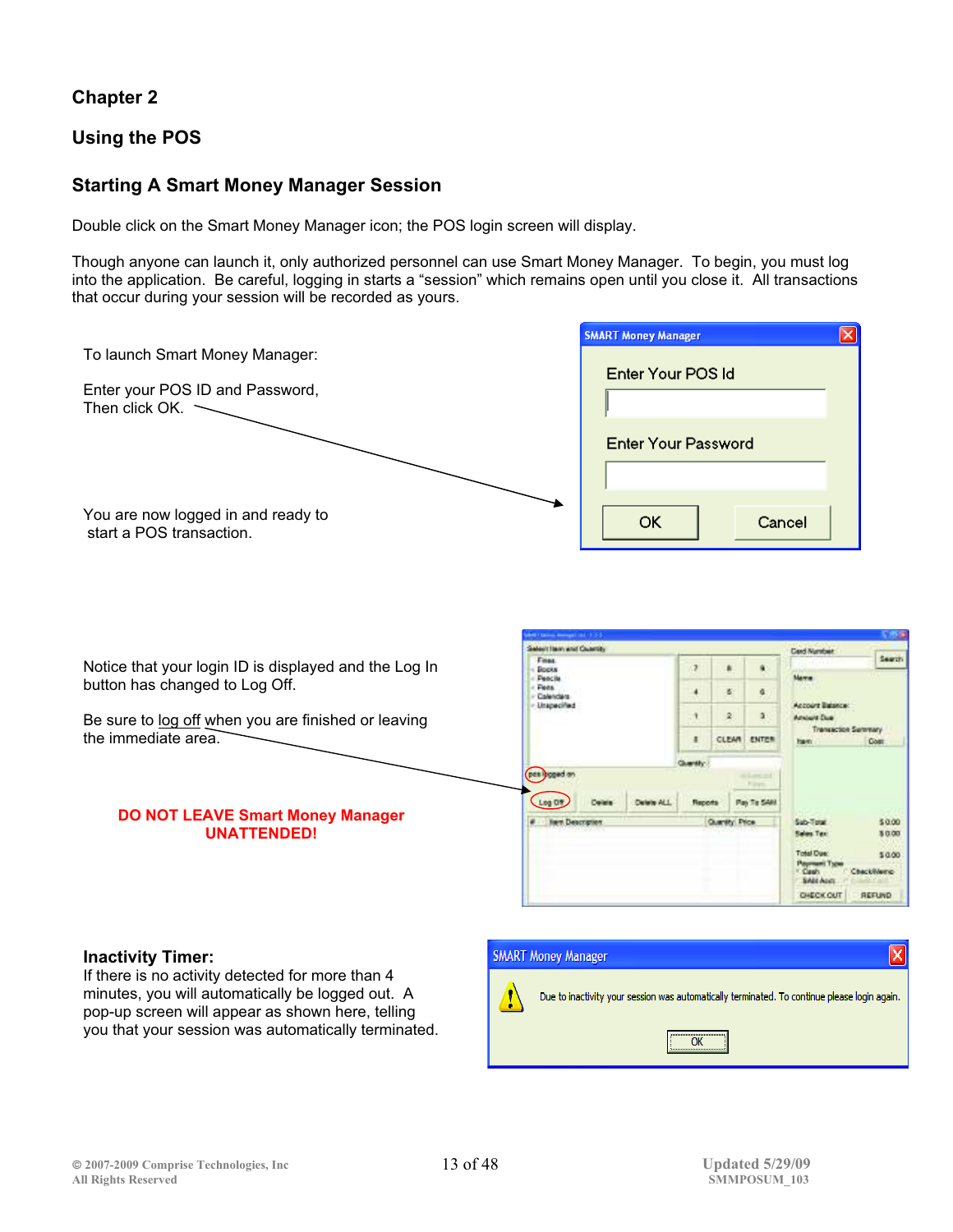## Chapter 2

## Using the POS

### Starting A Smart Money Manager Session

Double click on the Smart Money Manager icon; the POS login screen will display.

Though anyone can launch it, only authorized personnel can use Smart Money Manager. To begin, you must log into the application. Be careful, logging in starts a "session" which remains open until you close it. All transactions that occur during your session will be recorded as yours.

To launch Smart Money Manager:

Enter your POS ID and Password, Then click OK.

You are now logged in and ready to start a POS transaction.

Notice that your login ID is displayed and the Log In button has changed to Log Off.

Be sure to log off when you are finished or leaving the immediate area.

**DO NOT LEAVE Smart Money Manager UNATTENDED!**

**Inactivity Timer:**
If there is no activity detected for more than 4 minutes, you will automatically be logged out. A pop-up screen will appear as shown here, telling you that your session was automatically terminated.

© 2007-2009 Comprise Technologies, Inc
All Rights Reserved

Updated 5/29/09
SMMPOSUM_103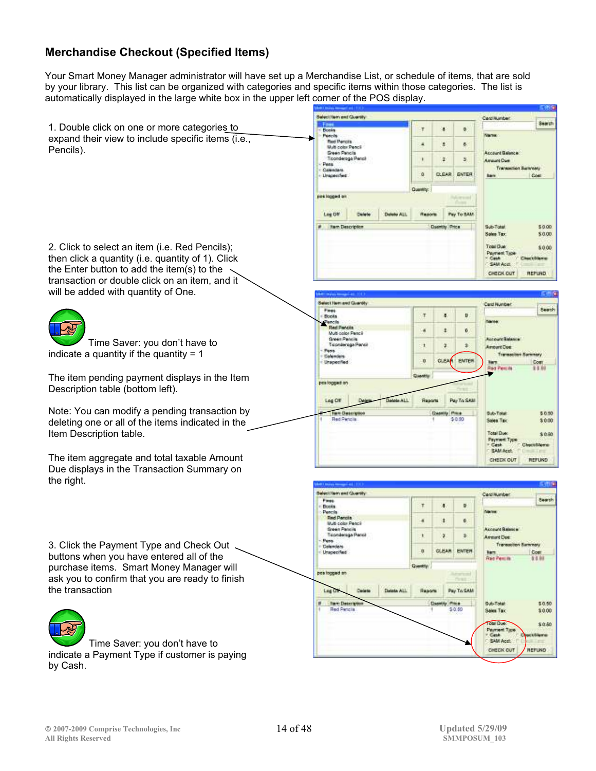## Merchandise Checkout (Specified Items)

Your Smart Money Manager administrator will have set up a Merchandise List, or schedule of items, that are sold by your library. This list can be organized with categories and specific items within those categories. The list is automatically displayed in the large white box in the upper left corner of the POS display.

1. Double click on one or more categories to expand their view to include specific items (i.e., Pencils).

2. Click to select an item (i.e. Red Pencils); then click a quantity (i.e. quantity of 1). Click the Enter button to add the item(s) to the transaction or double click on an item, and it will be added with quantity of One.

Time Saver: you don't have to indicate a quantity if the quantity = 1

The item pending payment displays in the Item Description table (bottom left).

Note: You can modify a pending transaction by deleting one or all of the items indicated in the Item Description table.

The item aggregate and total taxable Amount Due displays in the Transaction Summary on the right.

3. Click the Payment Type and Check Out buttons when you have entered all of the purchase items. Smart Money Manager will ask you to confirm that you are ready to finish the transaction

Time Saver: you don't have to indicate a Payment Type if customer is paying by Cash.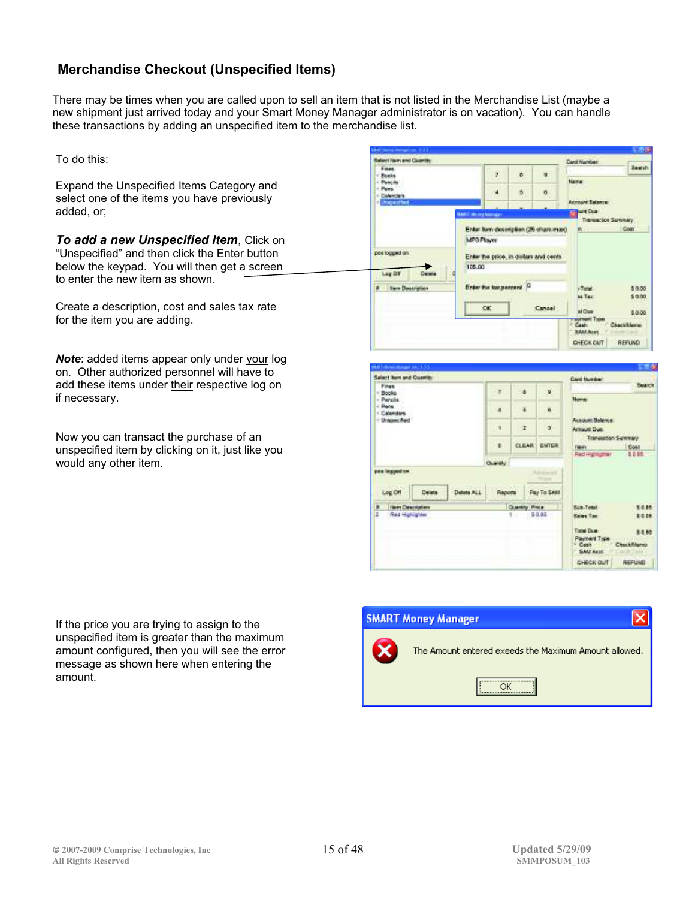## Merchandise Checkout (Unspecified Items)

There may be times when you are called upon to sell an item that is not listed in the Merchandise List (maybe a new shipment just arrived today and your Smart Money Manager administrator is on vacation). You can handle these transactions by adding an unspecified item to the merchandise list.

To do this:

Expand the Unspecified Items Category and select one of the items you have previously added, or;

***To add a new Unspecified Item***, Click on "Unspecified" and then click the Enter button below the keypad. You will then get a screen to enter the new item as shown.

Create a description, cost and sales tax rate for the item you are adding.

***Note***: added items appear only under your log on. Other authorized personnel will have to add these items under their respective log on if necessary.

Now you can transact the purchase of an unspecified item by clicking on it, just like you would any other item.

If the price you are trying to assign to the unspecified item is greater than the maximum amount configured, then you will see the error message as shown here when entering the amount.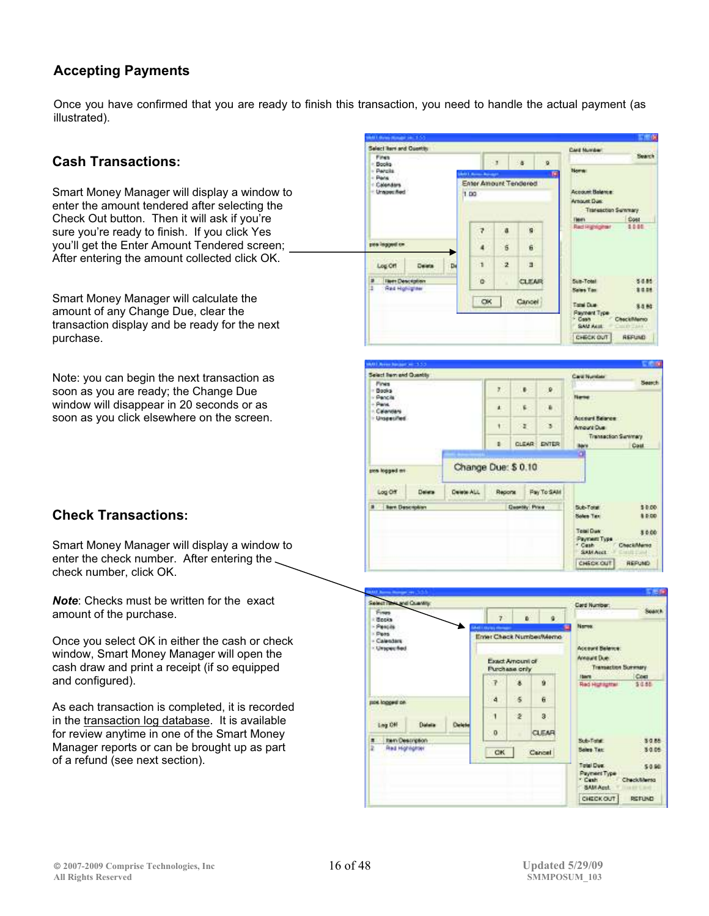## Accepting Payments

Once you have confirmed that you are ready to finish this transaction, you need to handle the actual payment (as illustrated).

### Cash Transactions:

Smart Money Manager will display a window to enter the amount tendered after selecting the Check Out button. Then it will ask if you're sure you're ready to finish. If you click Yes you'll get the Enter Amount Tendered screen; After entering the amount collected click OK.

Smart Money Manager will calculate the amount of any Change Due, clear the transaction display and be ready for the next purchase.

Note: you can begin the next transaction as soon as you are ready; the Change Due window will disappear in 20 seconds or as soon as you click elsewhere on the screen.

### Check Transactions:

Smart Money Manager will display a window to enter the check number. After entering the check number, click OK.

***Note***: Checks must be written for the exact amount of the purchase.

Once you select OK in either the cash or check window, Smart Money Manager will open the cash draw and print a receipt (if so equipped and configured).

As each transaction is completed, it is recorded in the transaction log database. It is available for review anytime in one of the Smart Money Manager reports or can be brought up as part of a refund (see next section).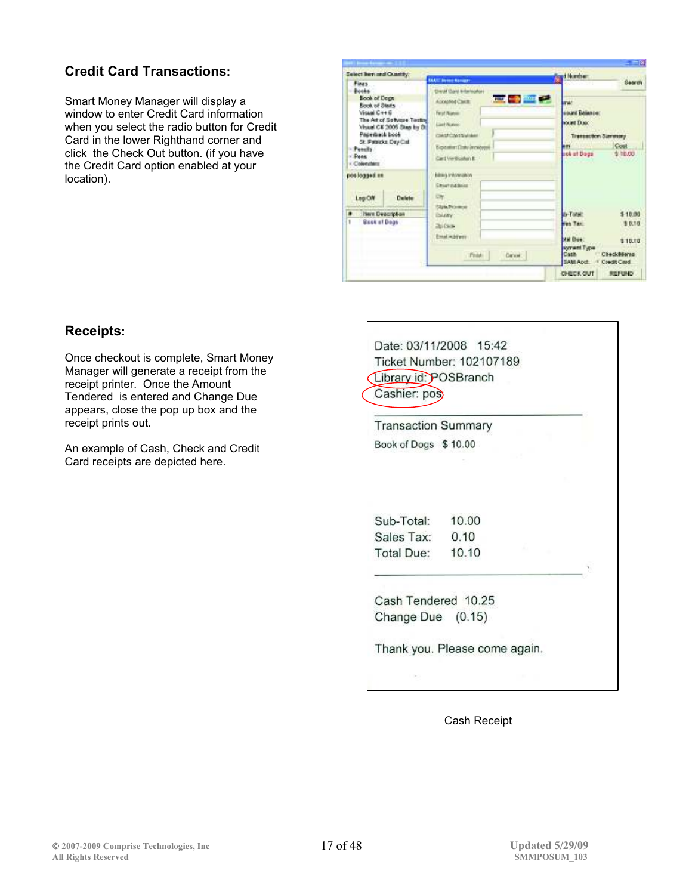## Credit Card Transactions:

Smart Money Manager will display a window to enter Credit Card information when you select the radio button for Credit Card in the lower Righthand corner and click the Check Out button. (if you have the Credit Card option enabled at your location).

## Receipts:

Once checkout is complete, Smart Money Manager will generate a receipt from the receipt printer. Once the Amount Tendered is entered and Change Due appears, close the pop up box and the receipt prints out.

An example of Cash, Check and Credit Card receipts are depicted here.

Date: 03/11/2008 15:42
Ticket Number: 102107189
Library id: POSBranch
Cashier: pos

Transaction Summary
Book of Dogs $ 10.00

Sub-Total: 10.00
Sales Tax: 0.10
Total Due: 10.10

Cash Tendered 10.25
Change Due (0.15)

Thank you. Please come again.

Cash Receipt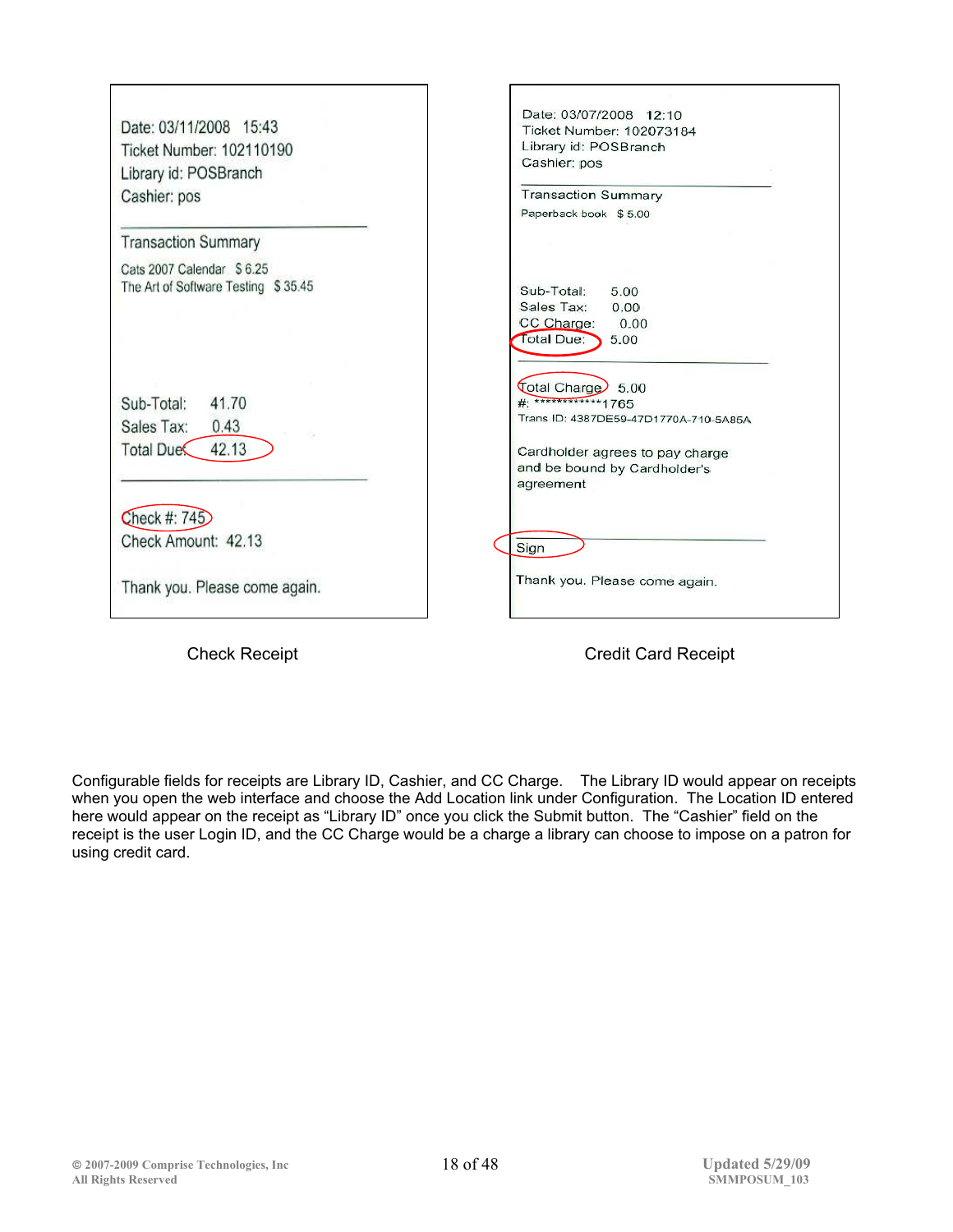Date: 03/11/2008 15:43
Ticket Number: 102110190
Library id: POSBranch
Cashier: pos

Transaction Summary

Cats 2007 Calendar $ 6.25
The Art of Software Testing $ 35.45

Sub-Total: 41.70
Sales Tax: 0.43
Total Due: 42.13

Check #: 745
Check Amount: 42.13

Thank you. Please come again.

Check Receipt

Date: 03/07/2008 12:10
Ticket Number: 102073184
Library id: POSBranch
Cashier: pos

Transaction Summary

Paperback book $ 5.00

Sub-Total: 5.00
Sales Tax: 0.00
CC Charge: 0.00
Total Due: 5.00

Total Charge 5.00
#: ************1765
Trans ID: 4387DE59-47D1770A-710-5A85A

Cardholder agrees to pay charge and be bound by Cardholder's agreement

Sign

Thank you. Please come again.

Credit Card Receipt

Configurable fields for receipts are Library ID, Cashier, and CC Charge. The Library ID would appear on receipts when you open the web interface and choose the Add Location link under Configuration. The Location ID entered here would appear on the receipt as "Library ID" once you click the Submit button. The "Cashier" field on the receipt is the user Login ID, and the CC Charge would be a charge a library can choose to impose on a patron for using credit card.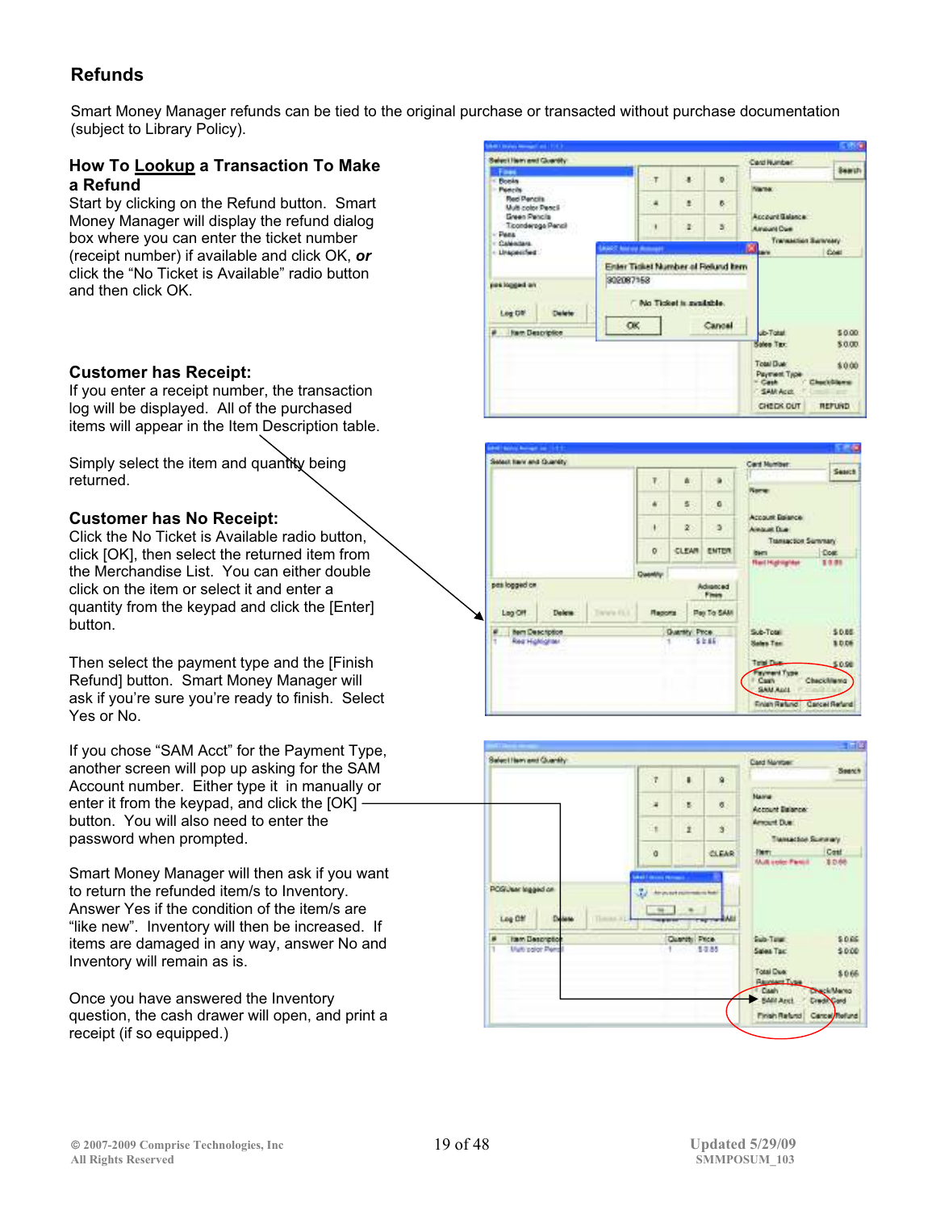## Refunds

Smart Money Manager refunds can be tied to the original purchase or transacted without purchase documentation (subject to Library Policy).

### How To Lookup a Transaction To Make a Refund

Start by clicking on the Refund button. Smart Money Manager will display the refund dialog box where you can enter the ticket number (receipt number) if available and click OK, ***or*** click the "No Ticket is Available" radio button and then click OK.

### Customer has Receipt:

If you enter a receipt number, the transaction log will be displayed. All of the purchased items will appear in the Item Description table.

Simply select the item and quantity being returned.

### Customer has No Receipt:

Click the No Ticket is Available radio button, click [OK], then select the returned item from the Merchandise List. You can either double click on the item or select it and enter a quantity from the keypad and click the [Enter] button.

Then select the payment type and the [Finish Refund] button. Smart Money Manager will ask if you're sure you're ready to finish. Select Yes or No.

If you chose "SAM Acct" for the Payment Type, another screen will pop up asking for the SAM Account number. Either type it in manually or enter it from the keypad, and click the [OK] button. You will also need to enter the password when prompted.

Smart Money Manager will then ask if you want to return the refunded item/s to Inventory. Answer Yes if the condition of the item/s are "like new". Inventory will then be increased. If items are damaged in any way, answer No and Inventory will remain as is.

Once you have answered the Inventory question, the cash drawer will open, and print a receipt (if so equipped.)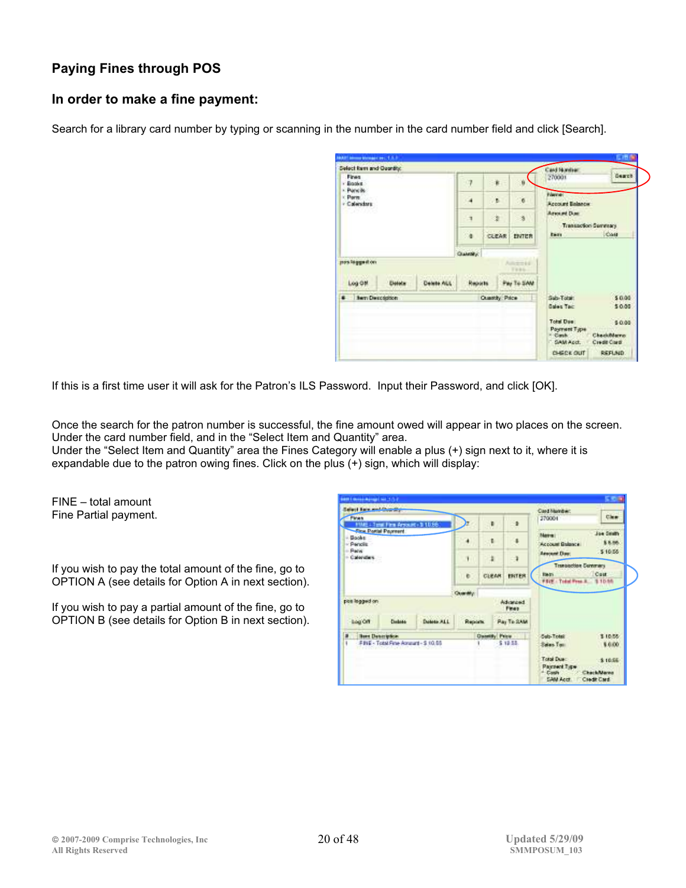## Paying Fines through POS

## In order to make a fine payment:

Search for a library card number by typing or scanning in the number in the card number field and click [Search].

If this is a first time user it will ask for the Patron's ILS Password. Input their Password, and click [OK].

Once the search for the patron number is successful, the fine amount owed will appear in two places on the screen. Under the card number field, and in the "Select Item and Quantity" area.
Under the "Select Item and Quantity" area the Fines Category will enable a plus (+) sign next to it, where it is expandable due to the patron owing fines. Click on the plus (+) sign, which will display:

FINE – total amount
Fine Partial payment.

If you wish to pay the total amount of the fine, go to OPTION A (see details for Option A in next section).

If you wish to pay a partial amount of the fine, go to OPTION B (see details for Option B in next section).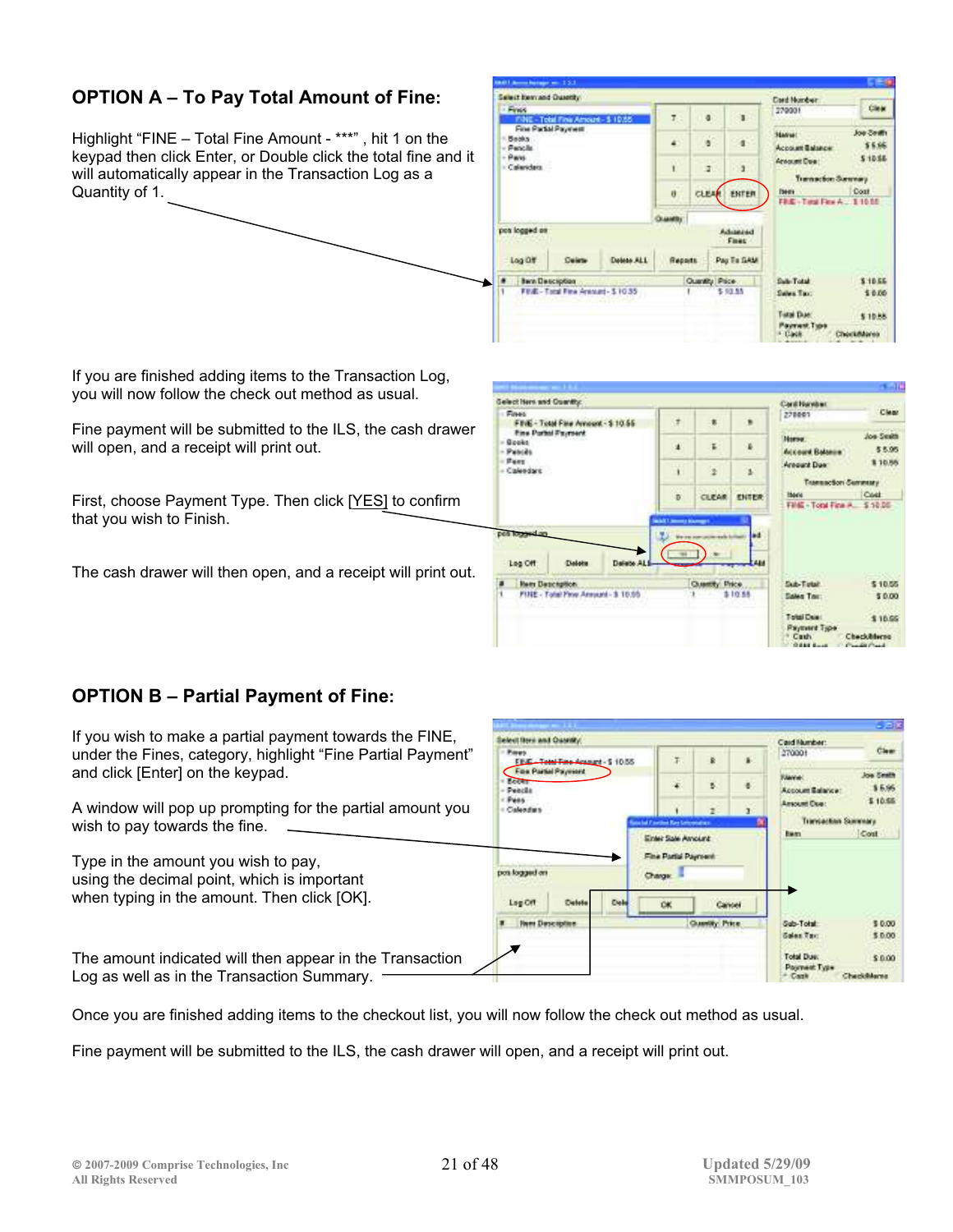## OPTION A – To Pay Total Amount of Fine:

Highlight "FINE – Total Fine Amount - ***" , hit 1 on the keypad then click Enter, or Double click the total fine and it will automatically appear in the Transaction Log as a Quantity of 1.

If you are finished adding items to the Transaction Log, you will now follow the check out method as usual.

Fine payment will be submitted to the ILS, the cash drawer will open, and a receipt will print out.

First, choose Payment Type. Then click [YES] to confirm that you wish to Finish.

The cash drawer will then open, and a receipt will print out.

## OPTION B – Partial Payment of Fine:

If you wish to make a partial payment towards the FINE, under the Fines, category, highlight "Fine Partial Payment" and click [Enter] on the keypad.

A window will pop up prompting for the partial amount you wish to pay towards the fine.

Type in the amount you wish to pay, using the decimal point, which is important when typing in the amount. Then click [OK].

The amount indicated will then appear in the Transaction Log as well as in the Transaction Summary.

Once you are finished adding items to the checkout list, you will now follow the check out method as usual.

Fine payment will be submitted to the ILS, the cash drawer will open, and a receipt will print out.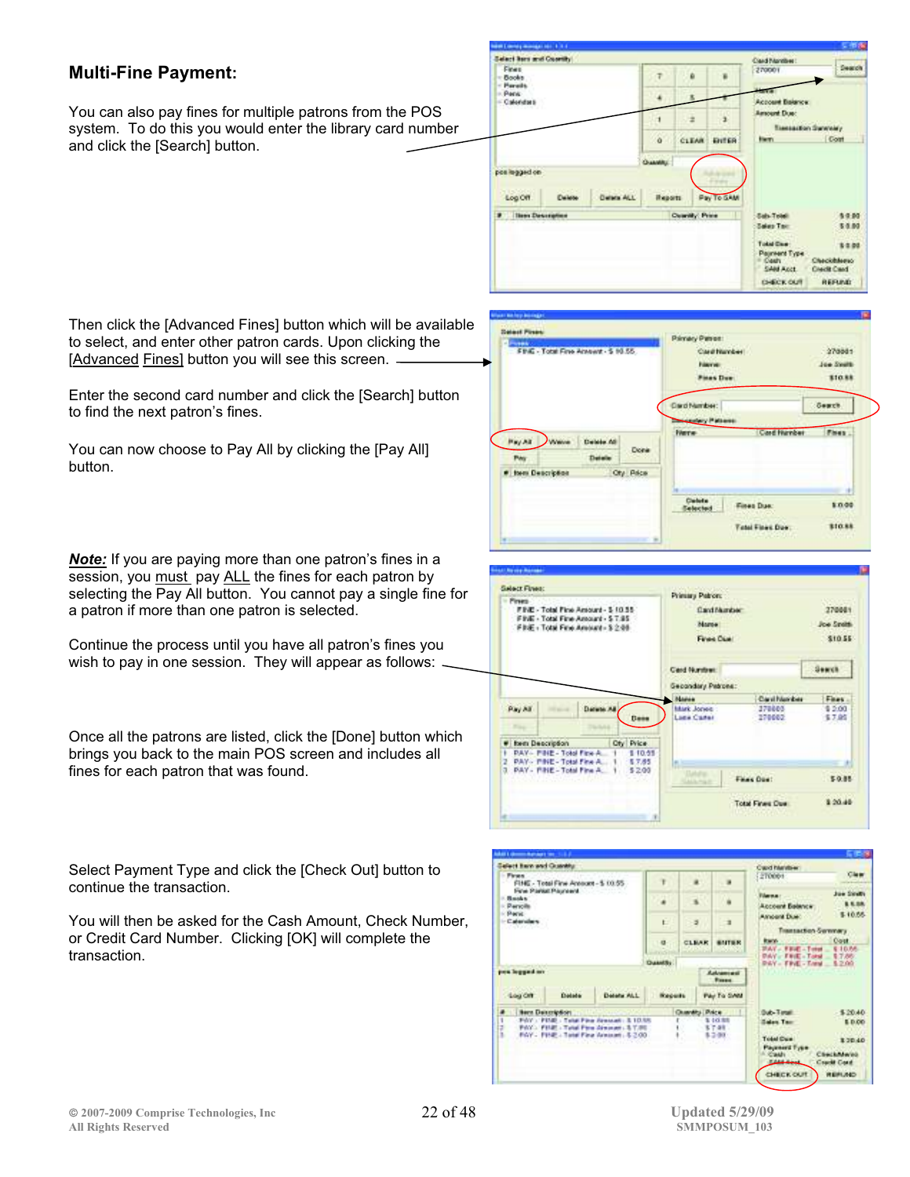## Multi-Fine Payment:

You can also pay fines for multiple patrons from the POS system. To do this you would enter the library card number and click the [Search] button.

Then click the [Advanced Fines] button which will be available to select, and enter other patron cards. Upon clicking the [Advanced Fines] button you will see this screen.

Enter the second card number and click the [Search] button to find the next patron's fines.

You can now choose to Pay All by clicking the [Pay All] button.

***Note:*** If you are paying more than one patron's fines in a session, you must pay ALL the fines for each patron by selecting the Pay All button. You cannot pay a single fine for a patron if more than one patron is selected.

Continue the process until you have all patron's fines you wish to pay in one session. They will appear as follows:

Once all the patrons are listed, click the [Done] button which brings you back to the main POS screen and includes all fines for each patron that was found.

Select Payment Type and click the [Check Out] button to continue the transaction.

You will then be asked for the Cash Amount, Check Number, or Credit Card Number. Clicking [OK] will complete the transaction.

© 2007-2009 Comprise Technologies, Inc
All Rights Reserved

Updated 5/29/09
SMMPOSUM_103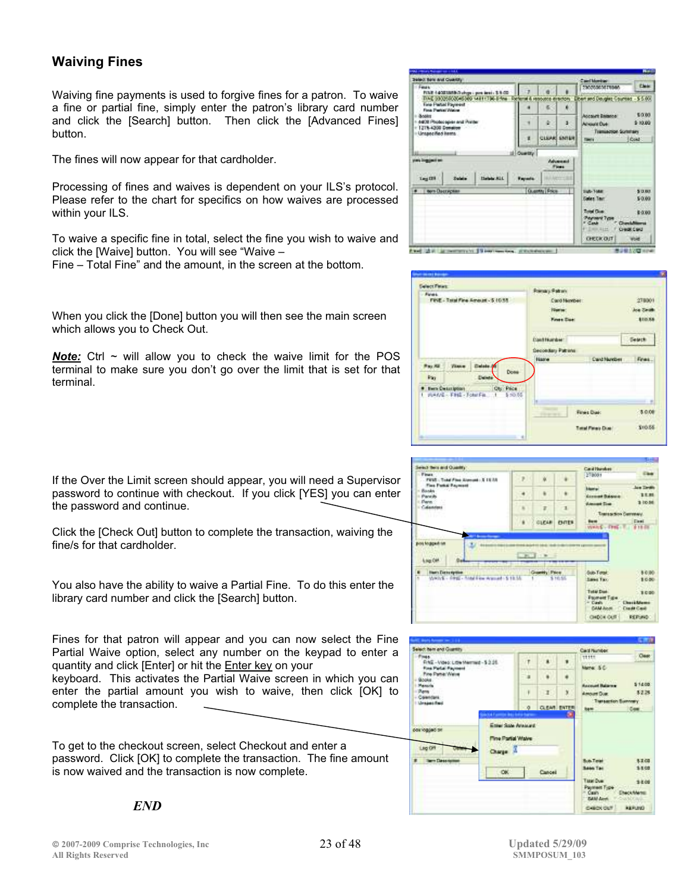## Waiving Fines

Waiving fine payments is used to forgive fines for a patron. To waive a fine or partial fine, simply enter the patron's library card number and click the [Search] button. Then click the [Advanced Fines] button.

The fines will now appear for that cardholder.

Processing of fines and waives is dependent on your ILS's protocol. Please refer to the chart for specifics on how waives are processed within your ILS.

To waive a specific fine in total, select the fine you wish to waive and click the [Waive] button. You will see "Waive – Fine – Total Fine" and the amount, in the screen at the bottom.

When you click the [Done] button you will then see the main screen which allows you to Check Out.

***Note:*** Ctrl ~ will allow you to check the waive limit for the POS terminal to make sure you don't go over the limit that is set for that terminal.

If the Over the Limit screen should appear, you will need a Supervisor password to continue with checkout. If you click [YES] you can enter the password and continue.

Click the [Check Out] button to complete the transaction, waiving the fine/s for that cardholder.

You also have the ability to waive a Partial Fine. To do this enter the library card number and click the [Search] button.

Fines for that patron will appear and you can now select the Fine Partial Waive option, select any number on the keypad to enter a quantity and click [Enter] or hit the Enter key on your keyboard. This activates the Partial Waive screen in which you can enter the partial amount you wish to waive, then click [OK] to complete the transaction.

To get to the checkout screen, select Checkout and enter a password. Click [OK] to complete the transaction. The fine amount is now waived and the transaction is now complete.

***END***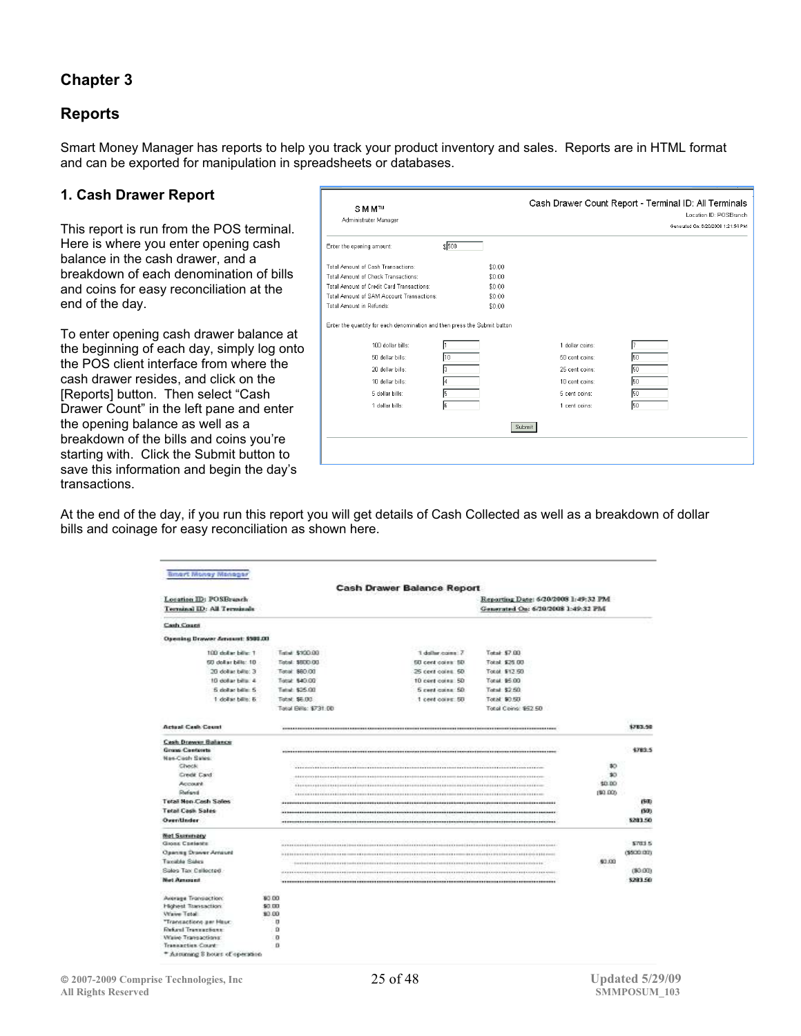## Chapter 3

## Reports

Smart Money Manager has reports to help you track your product inventory and sales. Reports are in HTML format and can be exported for manipulation in spreadsheets or databases.

### 1. Cash Drawer Report

This report is run from the POS terminal. Here is where you enter opening cash balance in the cash drawer, and a breakdown of each denomination of bills and coins for easy reconciliation at the end of the day.

To enter opening cash drawer balance at the beginning of each day, simply log onto the POS client interface from where the cash drawer resides, and click on the [Reports] button. Then select "Cash Drawer Count" in the left pane and enter the opening balance as well as a breakdown of the bills and coins you're starting with. Click the Submit button to save this information and begin the day's transactions.

SMM™
Administrator Manager

Cash Drawer Count Report - Terminal ID: All Terminals
Location ID: POSBranch
Generated On: 6/20/2008 1:21:54 PM

Enter the opening amount: $500

| | |
|---|---|
| Total Amount of Cash Transactions: | $0.00 |
| Total Amount of Check Transactions: | $0.00 |
| Total Amount of Credit Card Transactions: | $0.00 |
| Total Amount of SAM Account Transactions: | $0.00 |
| Total Amount in Refunds: | $0.00 |

Enter the quantity for each denomination and then press the Submit button

| | | | |
|---|---|---|---|
| 100 dollar bills: | 1 | 1 dollar coins: | 7 |
| 50 dollar bills: | 10 | 50 cent coins: | 50 |
| 20 dollar bills: | 3 | 25 cent coins: | 50 |
| 10 dollar bills: | 4 | 10 cent coins: | 50 |
| 5 dollar bills: | 5 | 5 cent coins: | 50 |
| 1 dollar bills: | 6 | 1 cent coins: | 50 |

Submit

At the end of the day, if you run this report you will get details of Cash Collected as well as a breakdown of dollar bills and coinage for easy reconciliation as shown here.

Smart Money Manager

**Cash Drawer Balance Report**

Location ID: POSBranch
Terminal ID: All Terminals

Reporting Date: 6/20/2008 1:49:32 PM
Generated On: 6/20/2008 1:49:32 PM

Cash Count

Opening Drawer Amount: $500.00

| | | | |
|---|---|---|---|
| 100 dollar bills: 1 | Total: $100.00 | 1 dollar coins: 7 | Total: $7.00 |
| 50 dollar bills: 10 | Total: $500.00 | 50 cent coins: 50 | Total: $25.00 |
| 20 dollar bills: 3 | Total: $60.00 | 25 cent coins: 50 | Total: $12.50 |
| 10 dollar bills: 4 | Total: $40.00 | 10 cent coins: 50 | Total: $5.00 |
| 5 dollar bills: 5 | Total: $25.00 | 5 cent coins: 50 | Total: $2.50 |
| 1 dollar bills: 6 | Total: $6.00 | 1 cent coins: 50 | Total: $0.50 |
| | Total Bills: $731.00 | | Total Coins: $52.50 |

| | | |
|---|---|---|
| **Actual Cash Count** | | $783.50 |
| **Cash Drawer Balance** | | |
| **Gross Contents** | | $783.5 |
| Non-Cash Sales: | | |
| Check | $0 | |
| Credit Card | $0 | |
| Account | $0.00 | |
| Refund | ($0.00) | |
| **Total Non Cash Sales** | | ($0) |
| **Total Cash Sales** | | ($0) |
| **Over/Under** | | $283.50 |
| **Net Summary** | | |
| Gross Contents | | $783.5 |
| Opening Drawer Amount | | ($500.00) |
| Taxable Sales | $0.00 | |
| Sales Tax Collected | | ($0.00) |
| **Net Amount** | | $283.50 |

| | |
|---|---|
| Average Transaction: | $0.00 |
| Highest Transaction: | $0.00 |
| Waive Total: | $0.00 |
| *Transactions per Hour: | 0 |
| Refund Transactions: | 0 |
| Waive Transactions: | 0 |
| Transaction Count: | 0 |

* Assuming 8 hours of operation